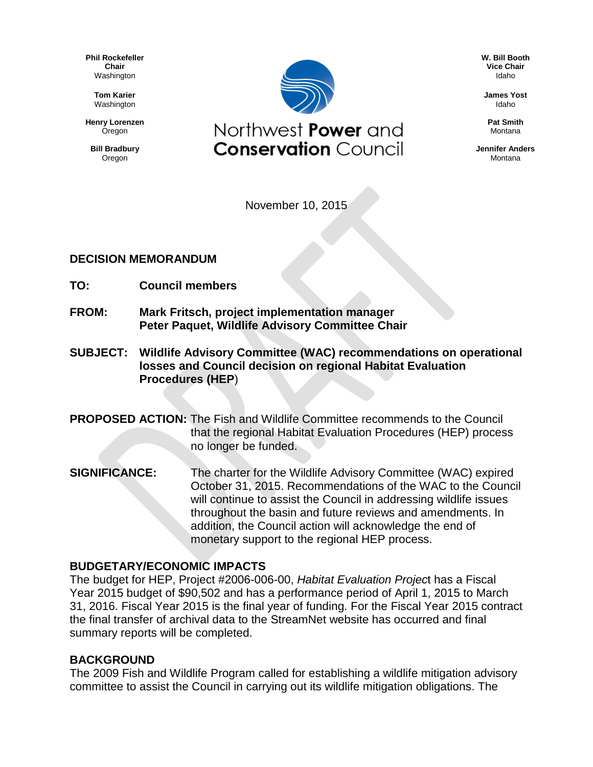**Phil Rockefeller**
**Chair**
Washington

**Tom Karier**
Washington

**Henry Lorenzen**
Oregon

**Bill Bradbury**
Oregon

**W. Bill Booth**
**Vice Chair**
Idaho

**James Yost**
Idaho

**Pat Smith**
Montana

**Jennifer Anders**
Montana

Northwest **Power** and **Conservation** Council

November 10, 2015

## DECISION MEMORANDUM

**TO:** **Council members**

**FROM:** **Mark Fritsch, project implementation manager**
**Peter Paquet, Wildlife Advisory Committee Chair**

**SUBJECT:** **Wildlife Advisory Committee (WAC) recommendations on operational losses and Council decision on regional Habitat Evaluation Procedures (HEP)**

**PROPOSED ACTION:** The Fish and Wildlife Committee recommends to the Council that the regional Habitat Evaluation Procedures (HEP) process no longer be funded.

**SIGNIFICANCE:** The charter for the Wildlife Advisory Committee (WAC) expired October 31, 2015. Recommendations of the WAC to the Council will continue to assist the Council in addressing wildlife issues throughout the basin and future reviews and amendments. In addition, the Council action will acknowledge the end of monetary support to the regional HEP process.

### BUDGETARY/ECONOMIC IMPACTS

The budget for HEP, Project #2006-006-00, *Habitat Evaluation Project* has a Fiscal Year 2015 budget of $90,502 and has a performance period of April 1, 2015 to March 31, 2016. Fiscal Year 2015 is the final year of funding. For the Fiscal Year 2015 contract the final transfer of archival data to the StreamNet website has occurred and final summary reports will be completed.

### BACKGROUND

The 2009 Fish and Wildlife Program called for establishing a wildlife mitigation advisory committee to assist the Council in carrying out its wildlife mitigation obligations. The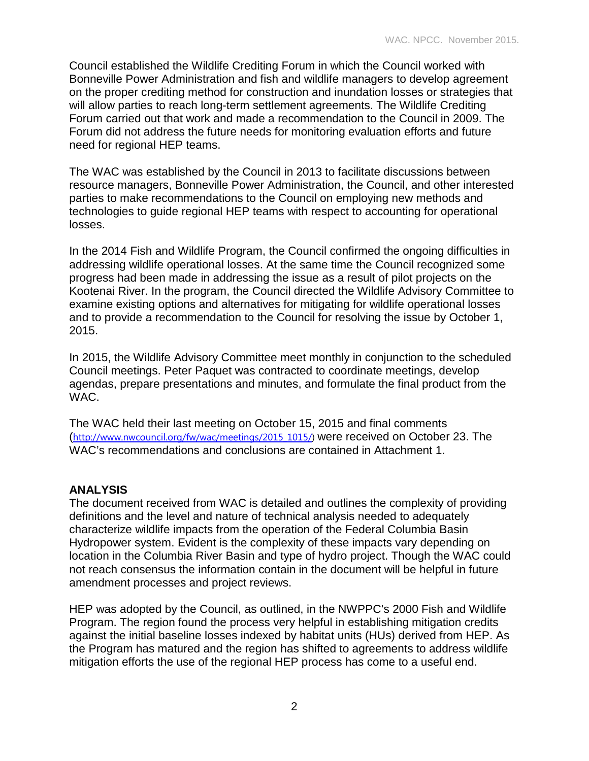Council established the Wildlife Crediting Forum in which the Council worked with Bonneville Power Administration and fish and wildlife managers to develop agreement on the proper crediting method for construction and inundation losses or strategies that will allow parties to reach long-term settlement agreements. The Wildlife Crediting Forum carried out that work and made a recommendation to the Council in 2009. The Forum did not address the future needs for monitoring evaluation efforts and future need for regional HEP teams.

The WAC was established by the Council in 2013 to facilitate discussions between resource managers, Bonneville Power Administration, the Council, and other interested parties to make recommendations to the Council on employing new methods and technologies to guide regional HEP teams with respect to accounting for operational losses.

In the 2014 Fish and Wildlife Program, the Council confirmed the ongoing difficulties in addressing wildlife operational losses. At the same time the Council recognized some progress had been made in addressing the issue as a result of pilot projects on the Kootenai River. In the program, the Council directed the Wildlife Advisory Committee to examine existing options and alternatives for mitigating for wildlife operational losses and to provide a recommendation to the Council for resolving the issue by October 1, 2015.

In 2015, the Wildlife Advisory Committee meet monthly in conjunction to the scheduled Council meetings. Peter Paquet was contracted to coordinate meetings, develop agendas, prepare presentations and minutes, and formulate the final product from the WAC.

The WAC held their last meeting on October 15, 2015 and final comments (http://www.nwcouncil.org/fw/wac/meetings/2015_1015/) were received on October 23. The WAC's recommendations and conclusions are contained in Attachment 1.

**ANALYSIS**

The document received from WAC is detailed and outlines the complexity of providing definitions and the level and nature of technical analysis needed to adequately characterize wildlife impacts from the operation of the Federal Columbia Basin Hydropower system. Evident is the complexity of these impacts vary depending on location in the Columbia River Basin and type of hydro project. Though the WAC could not reach consensus the information contain in the document will be helpful in future amendment processes and project reviews.

HEP was adopted by the Council, as outlined, in the NWPPC's 2000 Fish and Wildlife Program. The region found the process very helpful in establishing mitigation credits against the initial baseline losses indexed by habitat units (HUs) derived from HEP. As the Program has matured and the region has shifted to agreements to address wildlife mitigation efforts the use of the regional HEP process has come to a useful end.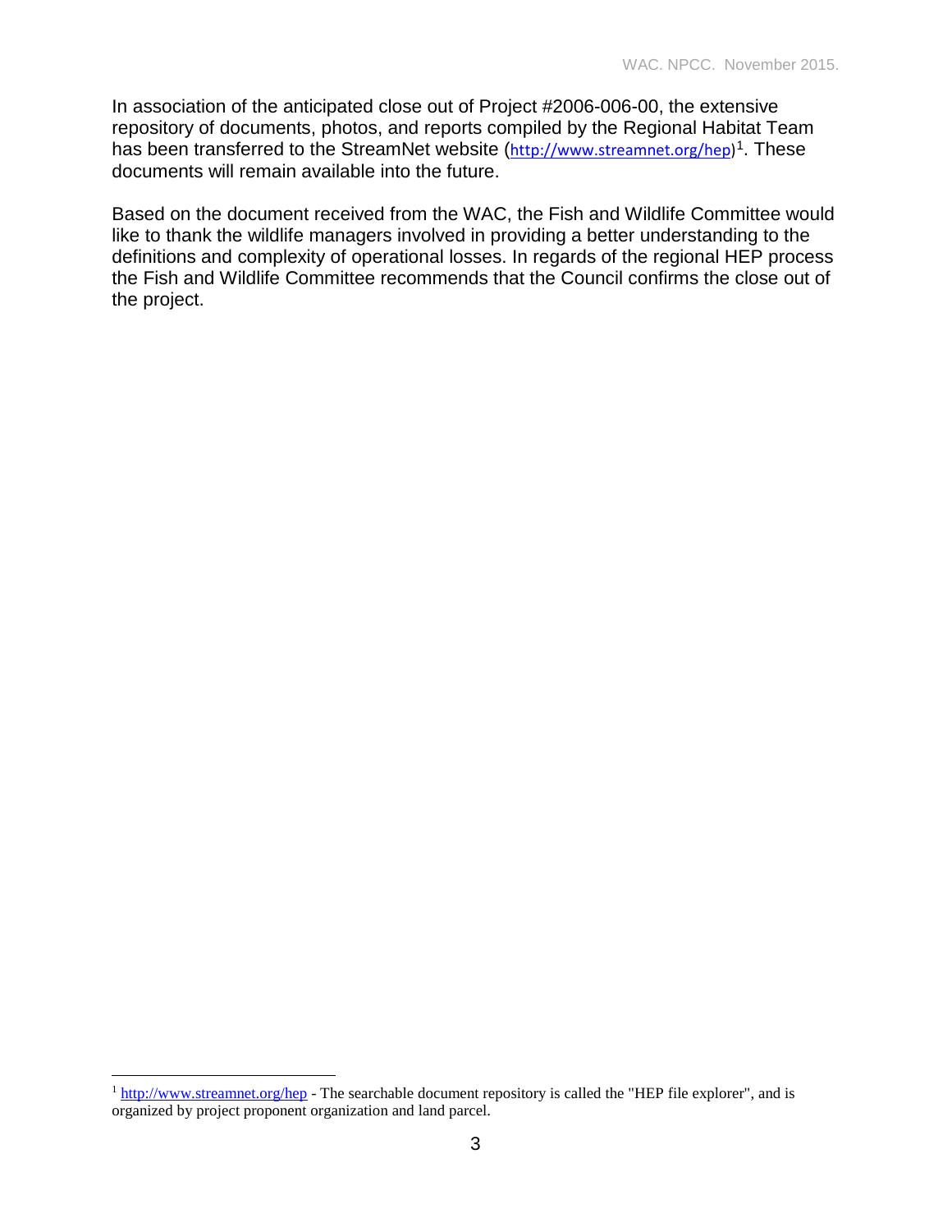In association of the anticipated close out of Project #2006-006-00, the extensive repository of documents, photos, and reports compiled by the Regional Habitat Team has been transferred to the StreamNet website (http://www.streamnet.org/hep)[1]. These documents will remain available into the future.

Based on the document received from the WAC, the Fish and Wildlife Committee would like to thank the wildlife managers involved in providing a better understanding to the definitions and complexity of operational losses. In regards of the regional HEP process the Fish and Wildlife Committee recommends that the Council confirms the close out of the project.

[1] http://www.streamnet.org/hep - The searchable document repository is called the "HEP file explorer", and is organized by project proponent organization and land parcel.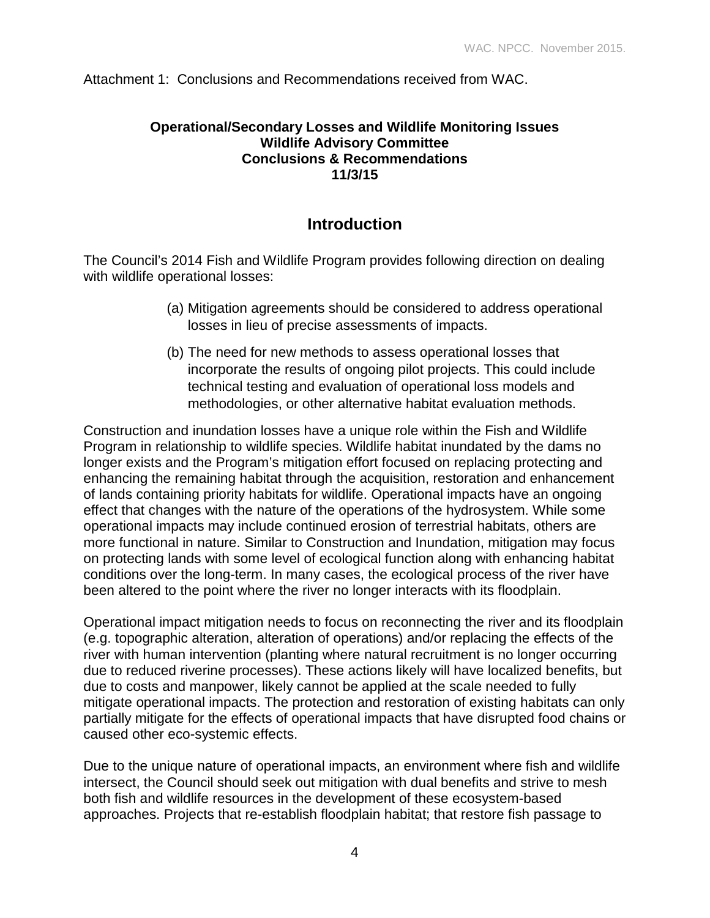Attachment 1: Conclusions and Recommendations received from WAC.

**Operational/Secondary Losses and Wildlife Monitoring Issues**
**Wildlife Advisory Committee**
**Conclusions & Recommendations**
**11/3/15**

## Introduction

The Council's 2014 Fish and Wildlife Program provides following direction on dealing with wildlife operational losses:

(a) Mitigation agreements should be considered to address operational losses in lieu of precise assessments of impacts.

(b) The need for new methods to assess operational losses that incorporate the results of ongoing pilot projects. This could include technical testing and evaluation of operational loss models and methodologies, or other alternative habitat evaluation methods.

Construction and inundation losses have a unique role within the Fish and Wildlife Program in relationship to wildlife species. Wildlife habitat inundated by the dams no longer exists and the Program's mitigation effort focused on replacing protecting and enhancing the remaining habitat through the acquisition, restoration and enhancement of lands containing priority habitats for wildlife. Operational impacts have an ongoing effect that changes with the nature of the operations of the hydrosystem. While some operational impacts may include continued erosion of terrestrial habitats, others are more functional in nature. Similar to Construction and Inundation, mitigation may focus on protecting lands with some level of ecological function along with enhancing habitat conditions over the long-term. In many cases, the ecological process of the river have been altered to the point where the river no longer interacts with its floodplain.

Operational impact mitigation needs to focus on reconnecting the river and its floodplain (e.g. topographic alteration, alteration of operations) and/or replacing the effects of the river with human intervention (planting where natural recruitment is no longer occurring due to reduced riverine processes). These actions likely will have localized benefits, but due to costs and manpower, likely cannot be applied at the scale needed to fully mitigate operational impacts. The protection and restoration of existing habitats can only partially mitigate for the effects of operational impacts that have disrupted food chains or caused other eco-systemic effects.

Due to the unique nature of operational impacts, an environment where fish and wildlife intersect, the Council should seek out mitigation with dual benefits and strive to mesh both fish and wildlife resources in the development of these ecosystem-based approaches. Projects that re-establish floodplain habitat; that restore fish passage to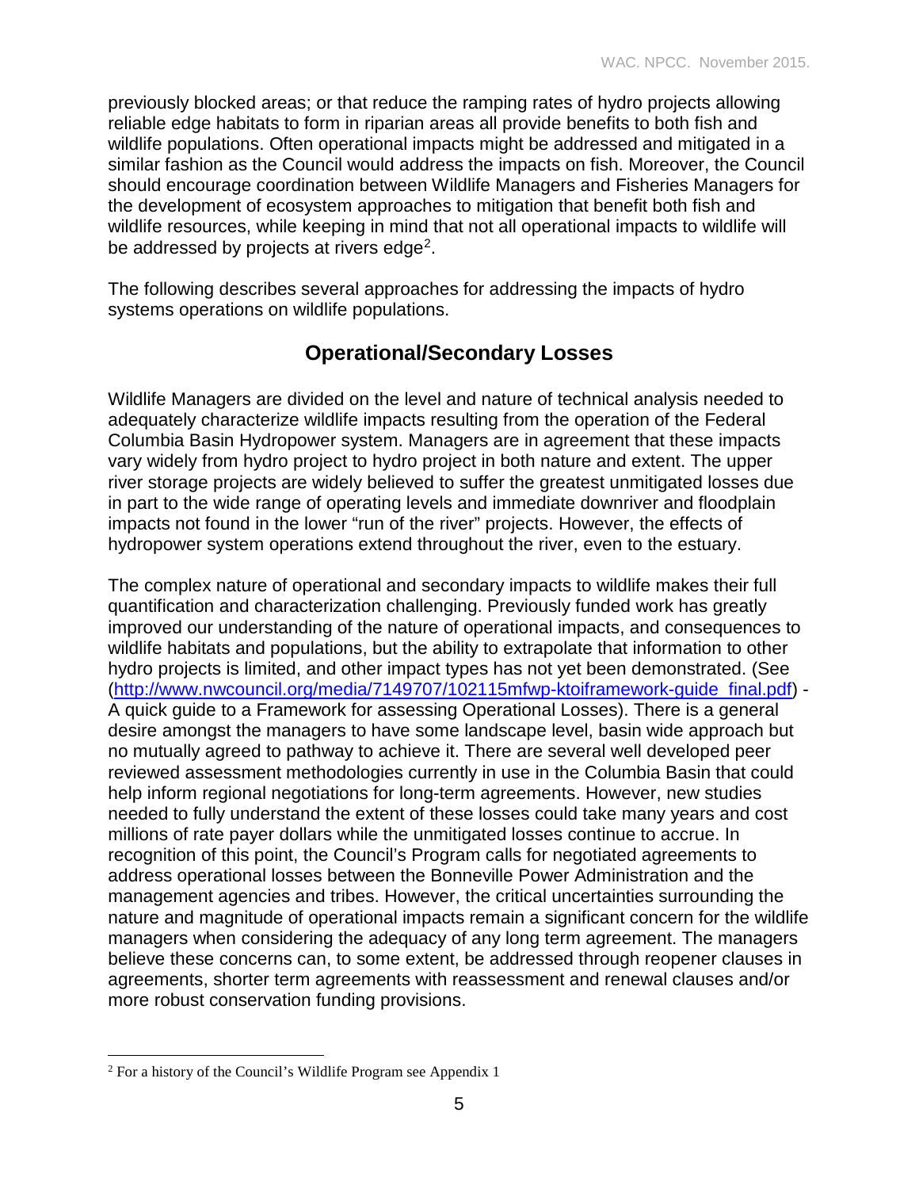previously blocked areas; or that reduce the ramping rates of hydro projects allowing reliable edge habitats to form in riparian areas all provide benefits to both fish and wildlife populations. Often operational impacts might be addressed and mitigated in a similar fashion as the Council would address the impacts on fish. Moreover, the Council should encourage coordination between Wildlife Managers and Fisheries Managers for the development of ecosystem approaches to mitigation that benefit both fish and wildlife resources, while keeping in mind that not all operational impacts to wildlife will be addressed by projects at rivers edge[2].

The following describes several approaches for addressing the impacts of hydro systems operations on wildlife populations.

## Operational/Secondary Losses

Wildlife Managers are divided on the level and nature of technical analysis needed to adequately characterize wildlife impacts resulting from the operation of the Federal Columbia Basin Hydropower system. Managers are in agreement that these impacts vary widely from hydro project to hydro project in both nature and extent. The upper river storage projects are widely believed to suffer the greatest unmitigated losses due in part to the wide range of operating levels and immediate downriver and floodplain impacts not found in the lower "run of the river" projects. However, the effects of hydropower system operations extend throughout the river, even to the estuary.

The complex nature of operational and secondary impacts to wildlife makes their full quantification and characterization challenging. Previously funded work has greatly improved our understanding of the nature of operational impacts, and consequences to wildlife habitats and populations, but the ability to extrapolate that information to other hydro projects is limited, and other impact types has not yet been demonstrated. (See (http://www.nwcouncil.org/media/7149707/102115mfwp-ktoiframework-guide_final.pdf) - A quick guide to a Framework for assessing Operational Losses). There is a general desire amongst the managers to have some landscape level, basin wide approach but no mutually agreed to pathway to achieve it. There are several well developed peer reviewed assessment methodologies currently in use in the Columbia Basin that could help inform regional negotiations for long-term agreements. However, new studies needed to fully understand the extent of these losses could take many years and cost millions of rate payer dollars while the unmitigated losses continue to accrue. In recognition of this point, the Council's Program calls for negotiated agreements to address operational losses between the Bonneville Power Administration and the management agencies and tribes. However, the critical uncertainties surrounding the nature and magnitude of operational impacts remain a significant concern for the wildlife managers when considering the adequacy of any long term agreement. The managers believe these concerns can, to some extent, be addressed through reopener clauses in agreements, shorter term agreements with reassessment and renewal clauses and/or more robust conservation funding provisions.

[2] For a history of the Council's Wildlife Program see Appendix 1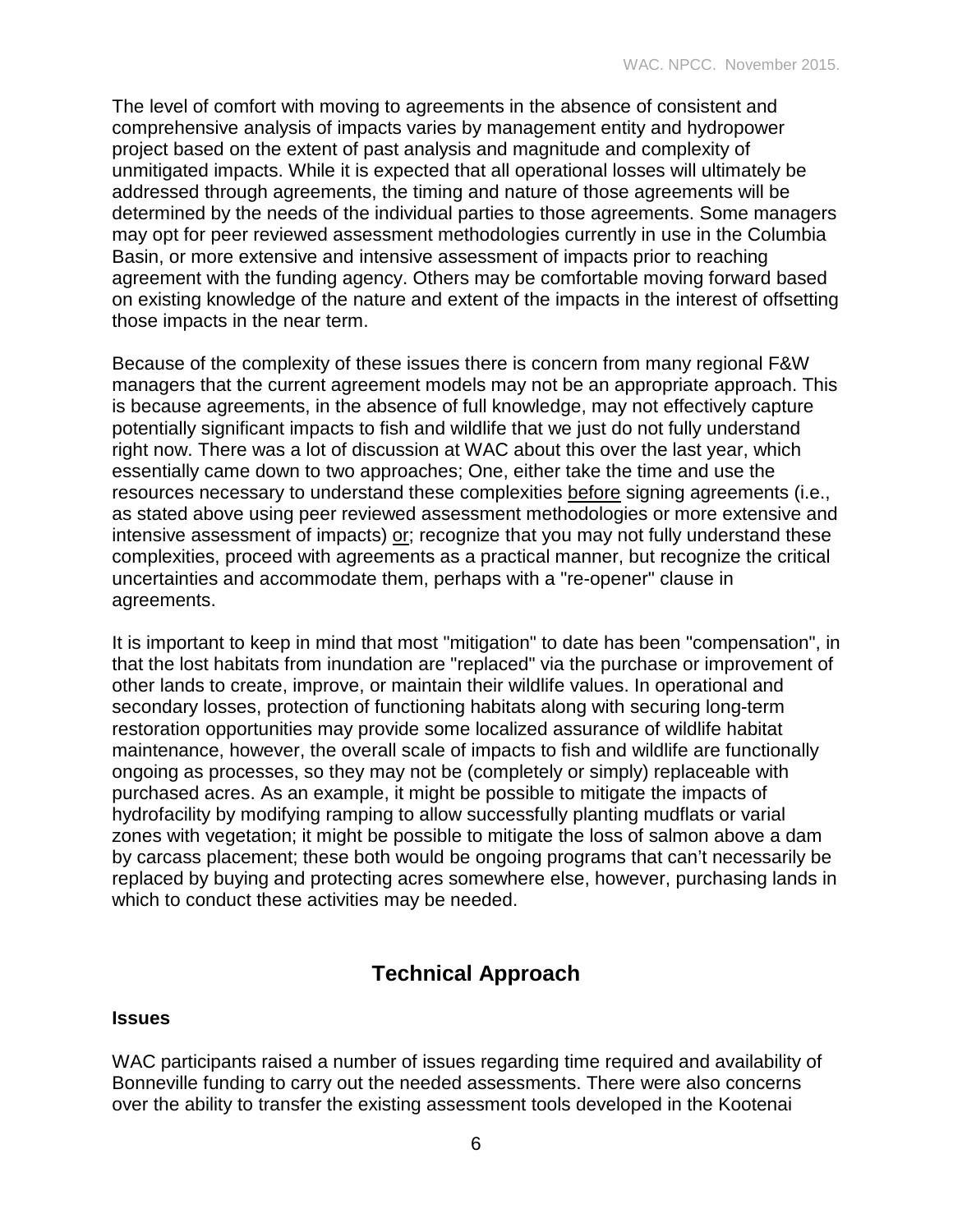The level of comfort with moving to agreements in the absence of consistent and comprehensive analysis of impacts varies by management entity and hydropower project based on the extent of past analysis and magnitude and complexity of unmitigated impacts. While it is expected that all operational losses will ultimately be addressed through agreements, the timing and nature of those agreements will be determined by the needs of the individual parties to those agreements. Some managers may opt for peer reviewed assessment methodologies currently in use in the Columbia Basin, or more extensive and intensive assessment of impacts prior to reaching agreement with the funding agency. Others may be comfortable moving forward based on existing knowledge of the nature and extent of the impacts in the interest of offsetting those impacts in the near term.

Because of the complexity of these issues there is concern from many regional F&W managers that the current agreement models may not be an appropriate approach. This is because agreements, in the absence of full knowledge, may not effectively capture potentially significant impacts to fish and wildlife that we just do not fully understand right now. There was a lot of discussion at WAC about this over the last year, which essentially came down to two approaches; One, either take the time and use the resources necessary to understand these complexities <u>before</u> signing agreements (i.e., as stated above using peer reviewed assessment methodologies or more extensive and intensive assessment of impacts) <u>or</u>; recognize that you may not fully understand these complexities, proceed with agreements as a practical manner, but recognize the critical uncertainties and accommodate them, perhaps with a "re-opener" clause in agreements.

It is important to keep in mind that most "mitigation" to date has been "compensation", in that the lost habitats from inundation are "replaced" via the purchase or improvement of other lands to create, improve, or maintain their wildlife values. In operational and secondary losses, protection of functioning habitats along with securing long-term restoration opportunities may provide some localized assurance of wildlife habitat maintenance, however, the overall scale of impacts to fish and wildlife are functionally ongoing as processes, so they may not be (completely or simply) replaceable with purchased acres. As an example, it might be possible to mitigate the impacts of hydrofacility by modifying ramping to allow successfully planting mudflats or varial zones with vegetation; it might be possible to mitigate the loss of salmon above a dam by carcass placement; these both would be ongoing programs that can't necessarily be replaced by buying and protecting acres somewhere else, however, purchasing lands in which to conduct these activities may be needed.

## Technical Approach

### Issues

WAC participants raised a number of issues regarding time required and availability of Bonneville funding to carry out the needed assessments. There were also concerns over the ability to transfer the existing assessment tools developed in the Kootenai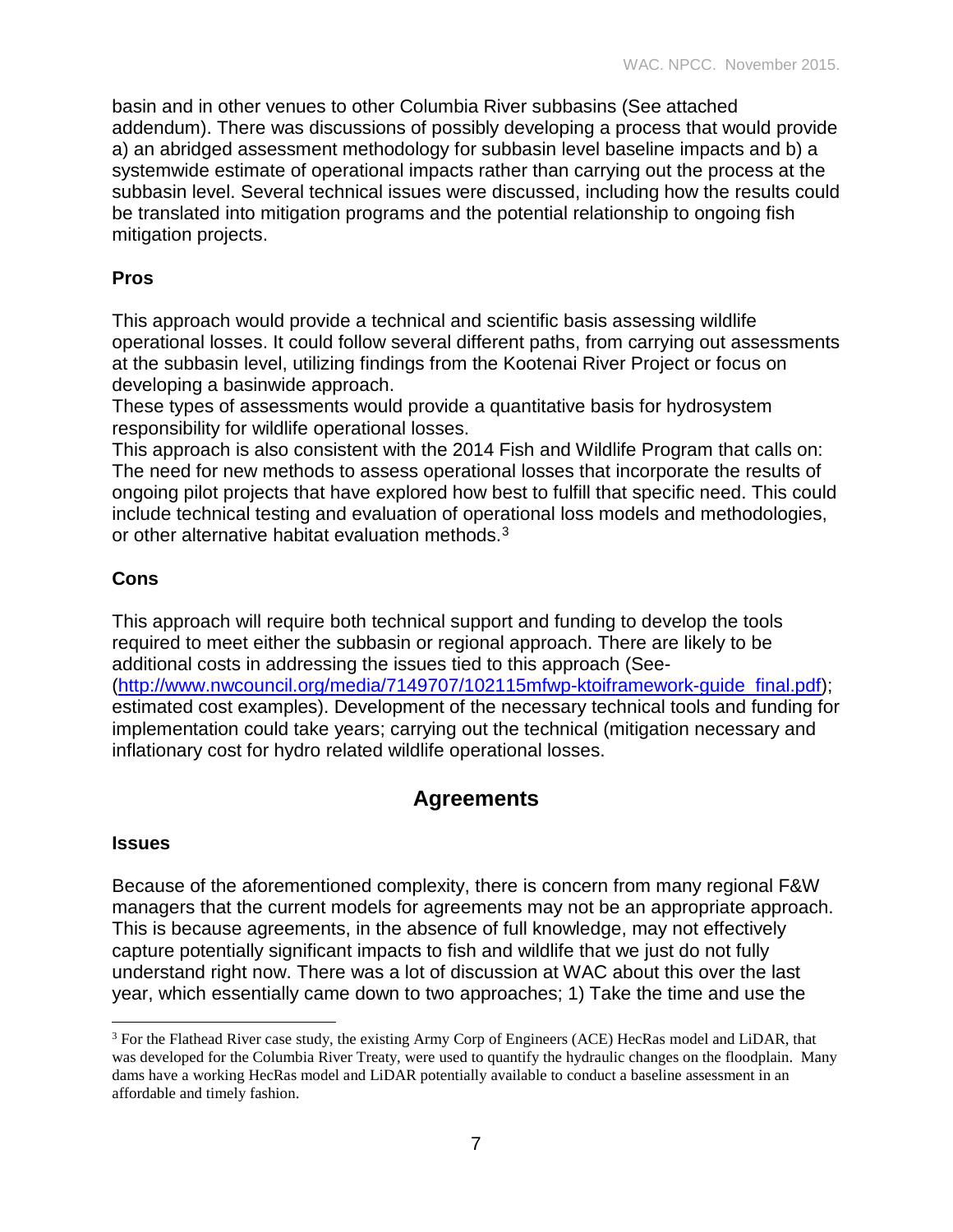basin and in other venues to other Columbia River subbasins (See attached addendum). There was discussions of possibly developing a process that would provide a) an abridged assessment methodology for subbasin level baseline impacts and b) a systemwide estimate of operational impacts rather than carrying out the process at the subbasin level. Several technical issues were discussed, including how the results could be translated into mitigation programs and the potential relationship to ongoing fish mitigation projects.

**Pros**

This approach would provide a technical and scientific basis assessing wildlife operational losses. It could follow several different paths, from carrying out assessments at the subbasin level, utilizing findings from the Kootenai River Project or focus on developing a basinwide approach.
These types of assessments would provide a quantitative basis for hydrosystem responsibility for wildlife operational losses.
This approach is also consistent with the 2014 Fish and Wildlife Program that calls on: The need for new methods to assess operational losses that incorporate the results of ongoing pilot projects that have explored how best to fulfill that specific need. This could include technical testing and evaluation of operational loss models and methodologies, or other alternative habitat evaluation methods.[3]

**Cons**

This approach will require both technical support and funding to develop the tools required to meet either the subbasin or regional approach. There are likely to be additional costs in addressing the issues tied to this approach (See- (http://www.nwcouncil.org/media/7149707/102115mfwp-ktoiframework-guide_final.pdf); estimated cost examples). Development of the necessary technical tools and funding for implementation could take years; carrying out the technical (mitigation necessary and inflationary cost for hydro related wildlife operational losses.

## Agreements

**Issues**

Because of the aforementioned complexity, there is concern from many regional F&W managers that the current models for agreements may not be an appropriate approach. This is because agreements, in the absence of full knowledge, may not effectively capture potentially significant impacts to fish and wildlife that we just do not fully understand right now. There was a lot of discussion at WAC about this over the last year, which essentially came down to two approaches; 1) Take the time and use the

[3] For the Flathead River case study, the existing Army Corp of Engineers (ACE) HecRas model and LiDAR, that was developed for the Columbia River Treaty, were used to quantify the hydraulic changes on the floodplain. Many dams have a working HecRas model and LiDAR potentially available to conduct a baseline assessment in an affordable and timely fashion.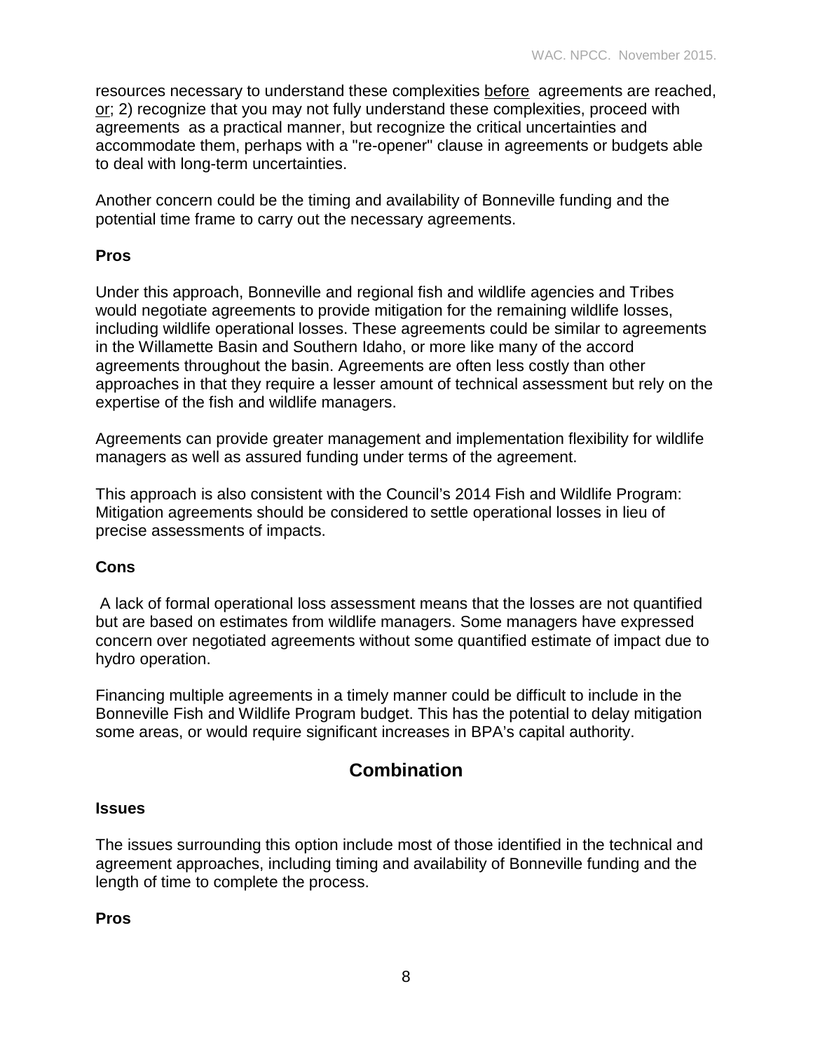resources necessary to understand these complexities <u>before</u> agreements are reached, <u>or</u>; 2) recognize that you may not fully understand these complexities, proceed with agreements as a practical manner, but recognize the critical uncertainties and accommodate them, perhaps with a "re-opener" clause in agreements or budgets able to deal with long-term uncertainties.

Another concern could be the timing and availability of Bonneville funding and the potential time frame to carry out the necessary agreements.

**Pros**

Under this approach, Bonneville and regional fish and wildlife agencies and Tribes would negotiate agreements to provide mitigation for the remaining wildlife losses, including wildlife operational losses. These agreements could be similar to agreements in the Willamette Basin and Southern Idaho, or more like many of the accord agreements throughout the basin. Agreements are often less costly than other approaches in that they require a lesser amount of technical assessment but rely on the expertise of the fish and wildlife managers.

Agreements can provide greater management and implementation flexibility for wildlife managers as well as assured funding under terms of the agreement.

This approach is also consistent with the Council's 2014 Fish and Wildlife Program: Mitigation agreements should be considered to settle operational losses in lieu of precise assessments of impacts.

**Cons**

A lack of formal operational loss assessment means that the losses are not quantified but are based on estimates from wildlife managers. Some managers have expressed concern over negotiated agreements without some quantified estimate of impact due to hydro operation.

Financing multiple agreements in a timely manner could be difficult to include in the Bonneville Fish and Wildlife Program budget. This has the potential to delay mitigation some areas, or would require significant increases in BPA's capital authority.

## Combination

**Issues**

The issues surrounding this option include most of those identified in the technical and agreement approaches, including timing and availability of Bonneville funding and the length of time to complete the process.

**Pros**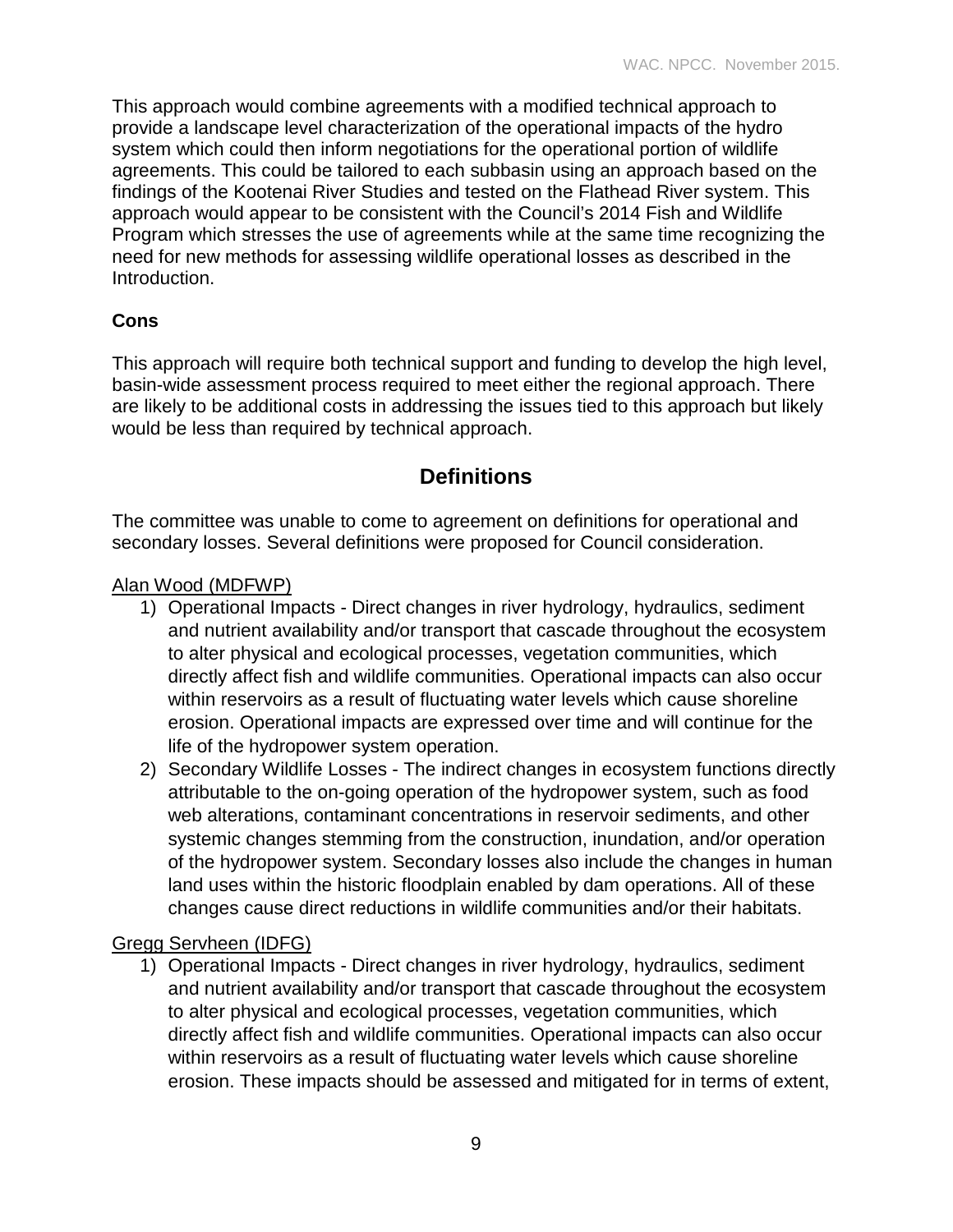This approach would combine agreements with a modified technical approach to provide a landscape level characterization of the operational impacts of the hydro system which could then inform negotiations for the operational portion of wildlife agreements. This could be tailored to each subbasin using an approach based on the findings of the Kootenai River Studies and tested on the Flathead River system. This approach would appear to be consistent with the Council's 2014 Fish and Wildlife Program which stresses the use of agreements while at the same time recognizing the need for new methods for assessing wildlife operational losses as described in the Introduction.

**Cons**

This approach will require both technical support and funding to develop the high level, basin-wide assessment process required to meet either the regional approach. There are likely to be additional costs in addressing the issues tied to this approach but likely would be less than required by technical approach.

## Definitions

The committee was unable to come to agreement on definitions for operational and secondary losses. Several definitions were proposed for Council consideration.

Alan Wood (MDFWP)

1) Operational Impacts - Direct changes in river hydrology, hydraulics, sediment and nutrient availability and/or transport that cascade throughout the ecosystem to alter physical and ecological processes, vegetation communities, which directly affect fish and wildlife communities. Operational impacts can also occur within reservoirs as a result of fluctuating water levels which cause shoreline erosion. Operational impacts are expressed over time and will continue for the life of the hydropower system operation.
2) Secondary Wildlife Losses - The indirect changes in ecosystem functions directly attributable to the on-going operation of the hydropower system, such as food web alterations, contaminant concentrations in reservoir sediments, and other systemic changes stemming from the construction, inundation, and/or operation of the hydropower system. Secondary losses also include the changes in human land uses within the historic floodplain enabled by dam operations. All of these changes cause direct reductions in wildlife communities and/or their habitats.

Gregg Servheen (IDFG)

1) Operational Impacts - Direct changes in river hydrology, hydraulics, sediment and nutrient availability and/or transport that cascade throughout the ecosystem to alter physical and ecological processes, vegetation communities, which directly affect fish and wildlife communities. Operational impacts can also occur within reservoirs as a result of fluctuating water levels which cause shoreline erosion. These impacts should be assessed and mitigated for in terms of extent,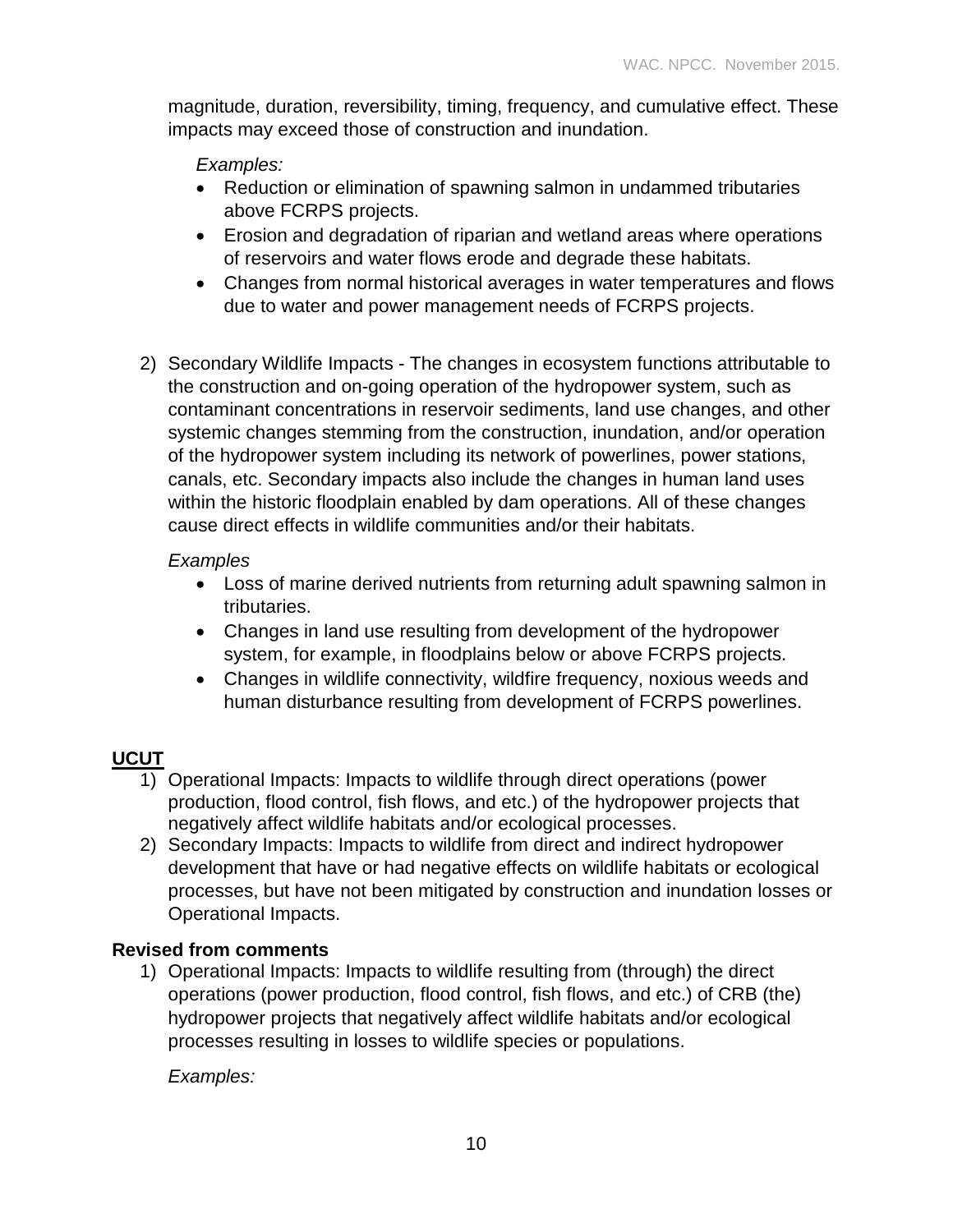magnitude, duration, reversibility, timing, frequency, and cumulative effect. These impacts may exceed those of construction and inundation.

*Examples:*

- Reduction or elimination of spawning salmon in undammed tributaries above FCRPS projects.
- Erosion and degradation of riparian and wetland areas where operations of reservoirs and water flows erode and degrade these habitats.
- Changes from normal historical averages in water temperatures and flows due to water and power management needs of FCRPS projects.

2) Secondary Wildlife Impacts - The changes in ecosystem functions attributable to the construction and on-going operation of the hydropower system, such as contaminant concentrations in reservoir sediments, land use changes, and other systemic changes stemming from the construction, inundation, and/or operation of the hydropower system including its network of powerlines, power stations, canals, etc. Secondary impacts also include the changes in human land uses within the historic floodplain enabled by dam operations. All of these changes cause direct effects in wildlife communities and/or their habitats.

*Examples*

- Loss of marine derived nutrients from returning adult spawning salmon in tributaries.
- Changes in land use resulting from development of the hydropower system, for example, in floodplains below or above FCRPS projects.
- Changes in wildlife connectivity, wildfire frequency, noxious weeds and human disturbance resulting from development of FCRPS powerlines.

**UCUT**

1) Operational Impacts: Impacts to wildlife through direct operations (power production, flood control, fish flows, and etc.) of the hydropower projects that negatively affect wildlife habitats and/or ecological processes.
2) Secondary Impacts: Impacts to wildlife from direct and indirect hydropower development that have or had negative effects on wildlife habitats or ecological processes, but have not been mitigated by construction and inundation losses or Operational Impacts.

**Revised from comments**

1) Operational Impacts: Impacts to wildlife resulting from (through) the direct operations (power production, flood control, fish flows, and etc.) of CRB (the) hydropower projects that negatively affect wildlife habitats and/or ecological processes resulting in losses to wildlife species or populations.

*Examples:*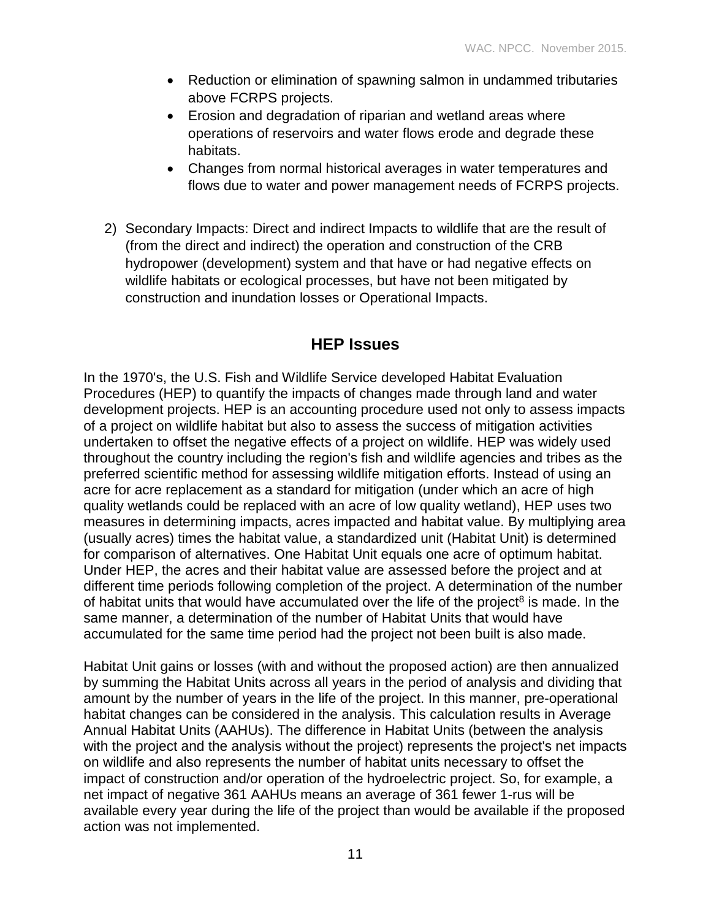- Reduction or elimination of spawning salmon in undammed tributaries above FCRPS projects.
- Erosion and degradation of riparian and wetland areas where operations of reservoirs and water flows erode and degrade these habitats.
- Changes from normal historical averages in water temperatures and flows due to water and power management needs of FCRPS projects.

2) Secondary Impacts: Direct and indirect Impacts to wildlife that are the result of (from the direct and indirect) the operation and construction of the CRB hydropower (development) system and that have or had negative effects on wildlife habitats or ecological processes, but have not been mitigated by construction and inundation losses or Operational Impacts.

## HEP Issues

In the 1970's, the U.S. Fish and Wildlife Service developed Habitat Evaluation Procedures (HEP) to quantify the impacts of changes made through land and water development projects. HEP is an accounting procedure used not only to assess impacts of a project on wildlife habitat but also to assess the success of mitigation activities undertaken to offset the negative effects of a project on wildlife. HEP was widely used throughout the country including the region's fish and wildlife agencies and tribes as the preferred scientific method for assessing wildlife mitigation efforts. Instead of using an acre for acre replacement as a standard for mitigation (under which an acre of high quality wetlands could be replaced with an acre of low quality wetland), HEP uses two measures in determining impacts, acres impacted and habitat value. By multiplying area (usually acres) times the habitat value, a standardized unit (Habitat Unit) is determined for comparison of alternatives. One Habitat Unit equals one acre of optimum habitat. Under HEP, the acres and their habitat value are assessed before the project and at different time periods following completion of the project. A determination of the number of habitat units that would have accumulated over the life of the project[8] is made. In the same manner, a determination of the number of Habitat Units that would have accumulated for the same time period had the project not been built is also made.

Habitat Unit gains or losses (with and without the proposed action) are then annualized by summing the Habitat Units across all years in the period of analysis and dividing that amount by the number of years in the life of the project. In this manner, pre-operational habitat changes can be considered in the analysis. This calculation results in Average Annual Habitat Units (AAHUs). The difference in Habitat Units (between the analysis with the project and the analysis without the project) represents the project's net impacts on wildlife and also represents the number of habitat units necessary to offset the impact of construction and/or operation of the hydroelectric project. So, for example, a net impact of negative 361 AAHUs means an average of 361 fewer 1-rus will be available every year during the life of the project than would be available if the proposed action was not implemented.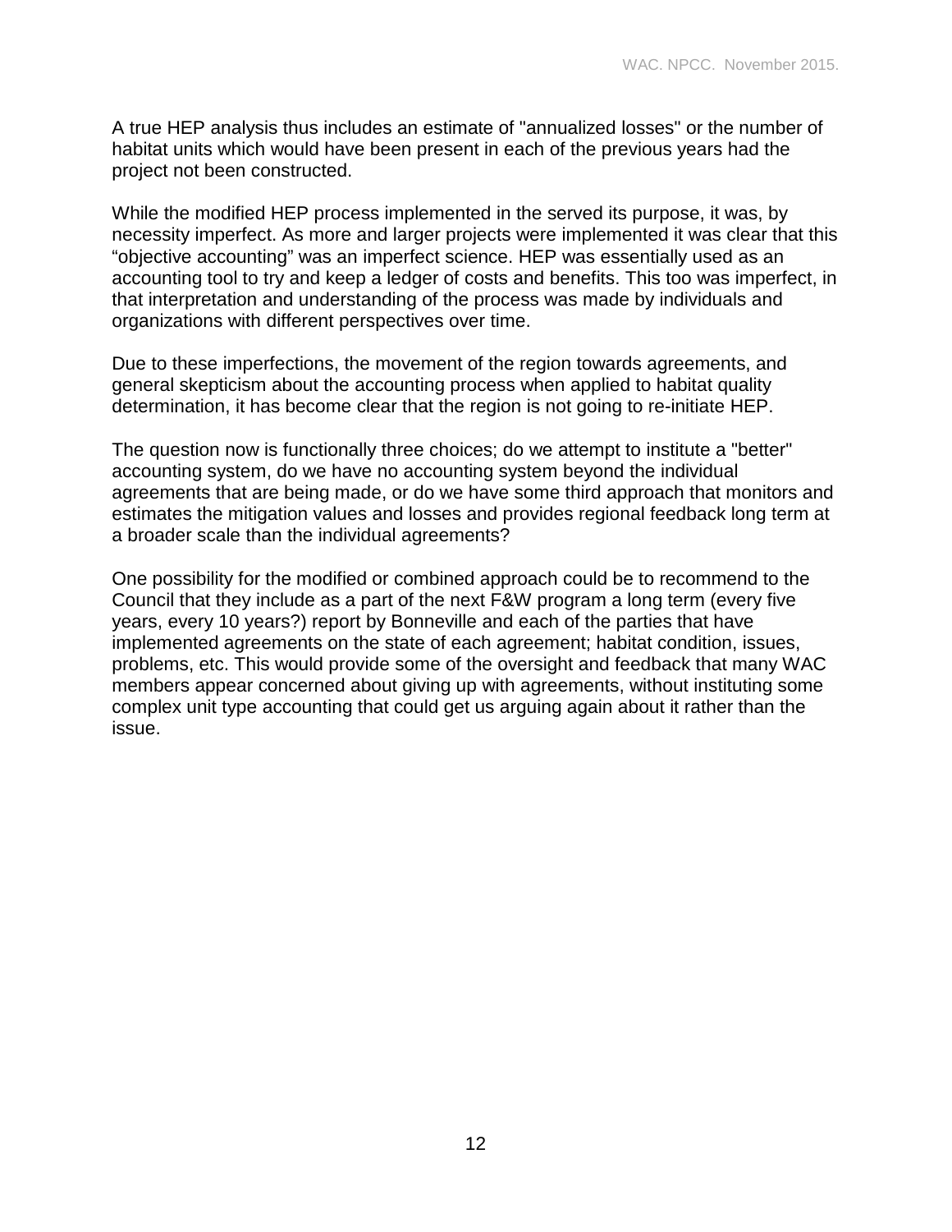A true HEP analysis thus includes an estimate of "annualized losses" or the number of habitat units which would have been present in each of the previous years had the project not been constructed.

While the modified HEP process implemented in the served its purpose, it was, by necessity imperfect. As more and larger projects were implemented it was clear that this “objective accounting” was an imperfect science. HEP was essentially used as an accounting tool to try and keep a ledger of costs and benefits. This too was imperfect, in that interpretation and understanding of the process was made by individuals and organizations with different perspectives over time.

Due to these imperfections, the movement of the region towards agreements, and general skepticism about the accounting process when applied to habitat quality determination, it has become clear that the region is not going to re-initiate HEP.

The question now is functionally three choices; do we attempt to institute a "better" accounting system, do we have no accounting system beyond the individual agreements that are being made, or do we have some third approach that monitors and estimates the mitigation values and losses and provides regional feedback long term at a broader scale than the individual agreements?

One possibility for the modified or combined approach could be to recommend to the Council that they include as a part of the next F&W program a long term (every five years, every 10 years?) report by Bonneville and each of the parties that have implemented agreements on the state of each agreement; habitat condition, issues, problems, etc. This would provide some of the oversight and feedback that many WAC members appear concerned about giving up with agreements, without instituting some complex unit type accounting that could get us arguing again about it rather than the issue.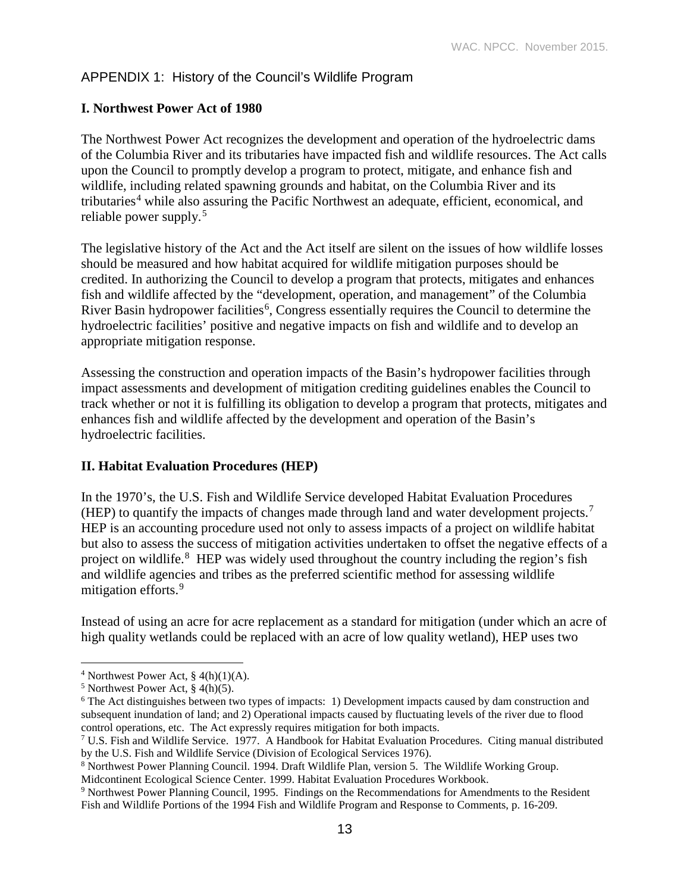## APPENDIX 1: History of the Council's Wildlife Program

### I. Northwest Power Act of 1980

The Northwest Power Act recognizes the development and operation of the hydroelectric dams of the Columbia River and its tributaries have impacted fish and wildlife resources. The Act calls upon the Council to promptly develop a program to protect, mitigate, and enhance fish and wildlife, including related spawning grounds and habitat, on the Columbia River and its tributaries[4] while also assuring the Pacific Northwest an adequate, efficient, economical, and reliable power supply.[5]

The legislative history of the Act and the Act itself are silent on the issues of how wildlife losses should be measured and how habitat acquired for wildlife mitigation purposes should be credited. In authorizing the Council to develop a program that protects, mitigates and enhances fish and wildlife affected by the "development, operation, and management" of the Columbia River Basin hydropower facilities[6], Congress essentially requires the Council to determine the hydroelectric facilities' positive and negative impacts on fish and wildlife and to develop an appropriate mitigation response.

Assessing the construction and operation impacts of the Basin's hydropower facilities through impact assessments and development of mitigation crediting guidelines enables the Council to track whether or not it is fulfilling its obligation to develop a program that protects, mitigates and enhances fish and wildlife affected by the development and operation of the Basin's hydroelectric facilities.

### II. Habitat Evaluation Procedures (HEP)

In the 1970's, the U.S. Fish and Wildlife Service developed Habitat Evaluation Procedures (HEP) to quantify the impacts of changes made through land and water development projects.[7] HEP is an accounting procedure used not only to assess impacts of a project on wildlife habitat but also to assess the success of mitigation activities undertaken to offset the negative effects of a project on wildlife.[8] HEP was widely used throughout the country including the region's fish and wildlife agencies and tribes as the preferred scientific method for assessing wildlife mitigation efforts.[9]

Instead of using an acre for acre replacement as a standard for mitigation (under which an acre of high quality wetlands could be replaced with an acre of low quality wetland), HEP uses two

---

[4] Northwest Power Act, § 4(h)(1)(A).

[5] Northwest Power Act, § 4(h)(5).

[6] The Act distinguishes between two types of impacts: 1) Development impacts caused by dam construction and subsequent inundation of land; and 2) Operational impacts caused by fluctuating levels of the river due to flood control operations, etc. The Act expressly requires mitigation for both impacts.

[7] U.S. Fish and Wildlife Service. 1977. A Handbook for Habitat Evaluation Procedures. Citing manual distributed by the U.S. Fish and Wildlife Service (Division of Ecological Services 1976).

[8] Northwest Power Planning Council. 1994. Draft Wildlife Plan, version 5. The Wildlife Working Group. Midcontinent Ecological Science Center. 1999. Habitat Evaluation Procedures Workbook.

[9] Northwest Power Planning Council, 1995. Findings on the Recommendations for Amendments to the Resident Fish and Wildlife Portions of the 1994 Fish and Wildlife Program and Response to Comments, p. 16-209.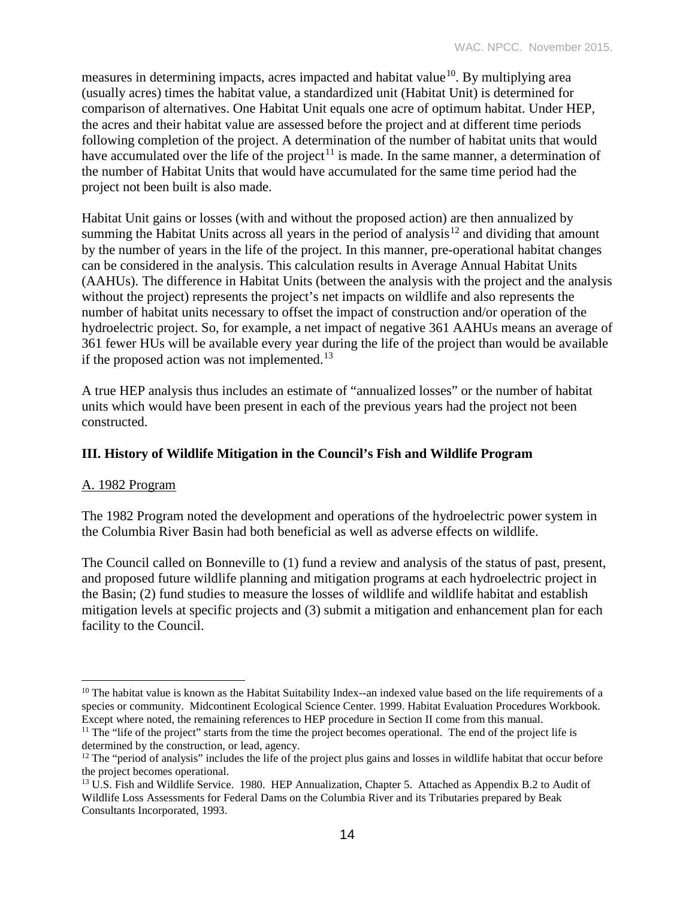measures in determining impacts, acres impacted and habitat value[10]. By multiplying area (usually acres) times the habitat value, a standardized unit (Habitat Unit) is determined for comparison of alternatives. One Habitat Unit equals one acre of optimum habitat. Under HEP, the acres and their habitat value are assessed before the project and at different time periods following completion of the project. A determination of the number of habitat units that would have accumulated over the life of the project[11] is made. In the same manner, a determination of the number of Habitat Units that would have accumulated for the same time period had the project not been built is also made.

Habitat Unit gains or losses (with and without the proposed action) are then annualized by summing the Habitat Units across all years in the period of analysis[12] and dividing that amount by the number of years in the life of the project. In this manner, pre-operational habitat changes can be considered in the analysis. This calculation results in Average Annual Habitat Units (AAHUs). The difference in Habitat Units (between the analysis with the project and the analysis without the project) represents the project's net impacts on wildlife and also represents the number of habitat units necessary to offset the impact of construction and/or operation of the hydroelectric project. So, for example, a net impact of negative 361 AAHUs means an average of 361 fewer HUs will be available every year during the life of the project than would be available if the proposed action was not implemented.[13]

A true HEP analysis thus includes an estimate of "annualized losses" or the number of habitat units which would have been present in each of the previous years had the project not been constructed.

## III. History of Wildlife Mitigation in the Council's Fish and Wildlife Program

### A. 1982 Program

The 1982 Program noted the development and operations of the hydroelectric power system in the Columbia River Basin had both beneficial as well as adverse effects on wildlife.

The Council called on Bonneville to (1) fund a review and analysis of the status of past, present, and proposed future wildlife planning and mitigation programs at each hydroelectric project in the Basin; (2) fund studies to measure the losses of wildlife and wildlife habitat and establish mitigation levels at specific projects and (3) submit a mitigation and enhancement plan for each facility to the Council.

---

[10] The habitat value is known as the Habitat Suitability Index--an indexed value based on the life requirements of a species or community. Midcontinent Ecological Science Center. 1999. Habitat Evaluation Procedures Workbook. Except where noted, the remaining references to HEP procedure in Section II come from this manual.

[11] The "life of the project" starts from the time the project becomes operational. The end of the project life is determined by the construction, or lead, agency.

[12] The "period of analysis" includes the life of the project plus gains and losses in wildlife habitat that occur before the project becomes operational.

[13] U.S. Fish and Wildlife Service. 1980. HEP Annualization, Chapter 5. Attached as Appendix B.2 to Audit of Wildlife Loss Assessments for Federal Dams on the Columbia River and its Tributaries prepared by Beak Consultants Incorporated, 1993.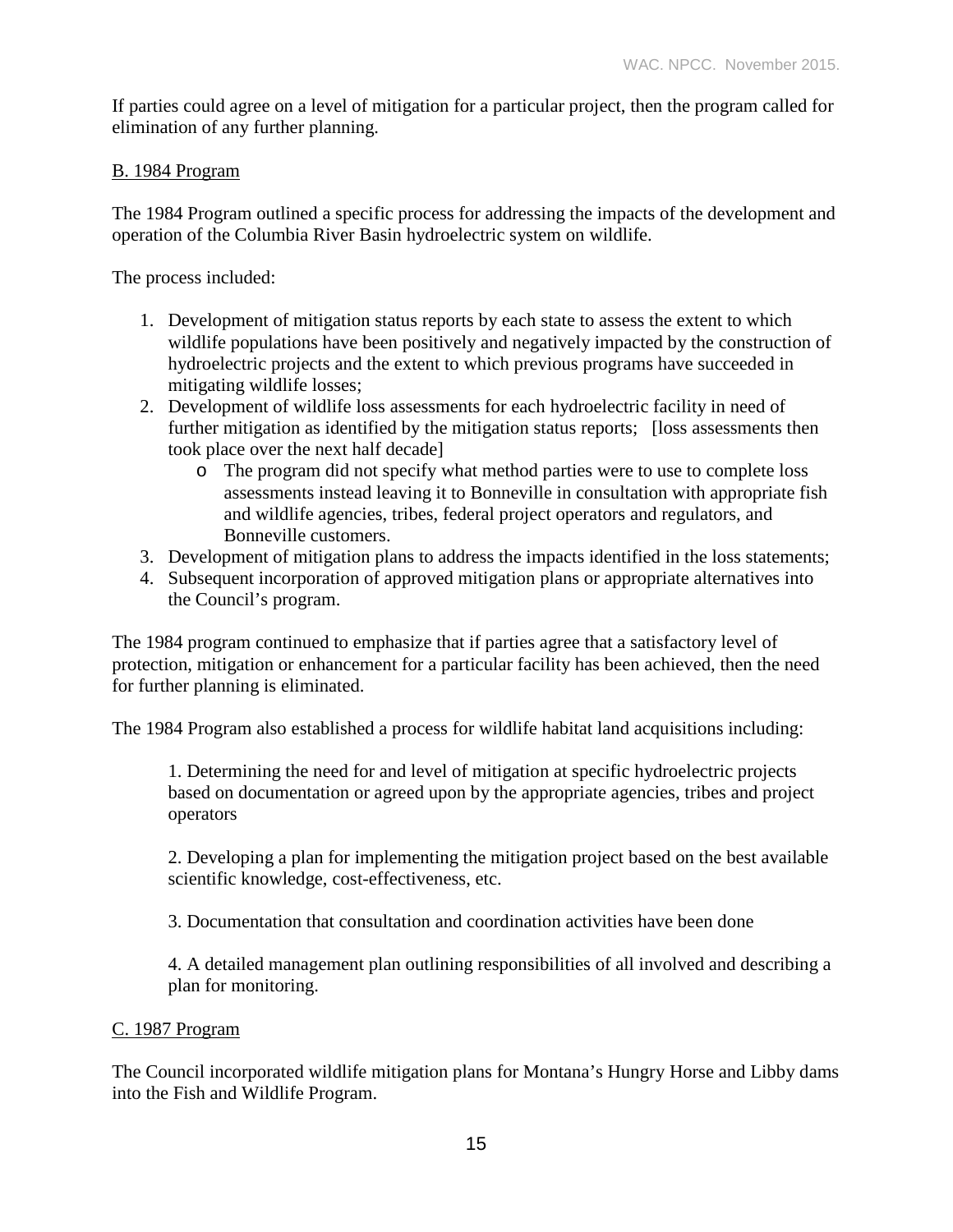If parties could agree on a level of mitigation for a particular project, then the program called for elimination of any further planning.

B. 1984 Program

The 1984 Program outlined a specific process for addressing the impacts of the development and operation of the Columbia River Basin hydroelectric system on wildlife.

The process included:

1. Development of mitigation status reports by each state to assess the extent to which wildlife populations have been positively and negatively impacted by the construction of hydroelectric projects and the extent to which previous programs have succeeded in mitigating wildlife losses;
2. Development of wildlife loss assessments for each hydroelectric facility in need of further mitigation as identified by the mitigation status reports; [loss assessments then took place over the next half decade]
   - The program did not specify what method parties were to use to complete loss assessments instead leaving it to Bonneville in consultation with appropriate fish and wildlife agencies, tribes, federal project operators and regulators, and Bonneville customers.
3. Development of mitigation plans to address the impacts identified in the loss statements;
4. Subsequent incorporation of approved mitigation plans or appropriate alternatives into the Council's program.

The 1984 program continued to emphasize that if parties agree that a satisfactory level of protection, mitigation or enhancement for a particular facility has been achieved, then the need for further planning is eliminated.

The 1984 Program also established a process for wildlife habitat land acquisitions including:

1. Determining the need for and level of mitigation at specific hydroelectric projects based on documentation or agreed upon by the appropriate agencies, tribes and project operators

2. Developing a plan for implementing the mitigation project based on the best available scientific knowledge, cost-effectiveness, etc.

3. Documentation that consultation and coordination activities have been done

4. A detailed management plan outlining responsibilities of all involved and describing a plan for monitoring.

C. 1987 Program

The Council incorporated wildlife mitigation plans for Montana's Hungry Horse and Libby dams into the Fish and Wildlife Program.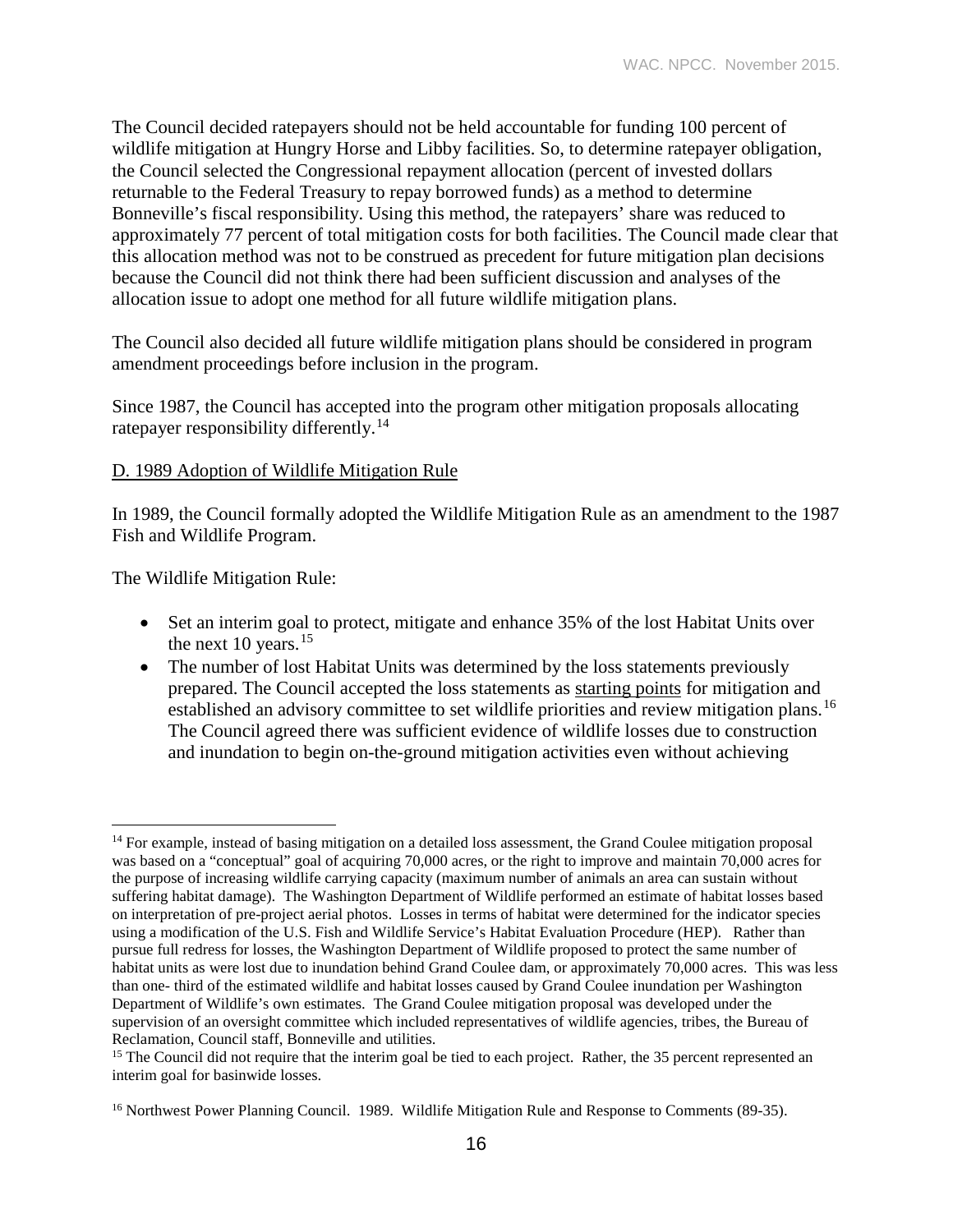The Council decided ratepayers should not be held accountable for funding 100 percent of wildlife mitigation at Hungry Horse and Libby facilities. So, to determine ratepayer obligation, the Council selected the Congressional repayment allocation (percent of invested dollars returnable to the Federal Treasury to repay borrowed funds) as a method to determine Bonneville's fiscal responsibility. Using this method, the ratepayers' share was reduced to approximately 77 percent of total mitigation costs for both facilities. The Council made clear that this allocation method was not to be construed as precedent for future mitigation plan decisions because the Council did not think there had been sufficient discussion and analyses of the allocation issue to adopt one method for all future wildlife mitigation plans.

The Council also decided all future wildlife mitigation plans should be considered in program amendment proceedings before inclusion in the program.

Since 1987, the Council has accepted into the program other mitigation proposals allocating ratepayer responsibility differently.[14]

D. 1989 Adoption of Wildlife Mitigation Rule

In 1989, the Council formally adopted the Wildlife Mitigation Rule as an amendment to the 1987 Fish and Wildlife Program.

The Wildlife Mitigation Rule:

- Set an interim goal to protect, mitigate and enhance 35% of the lost Habitat Units over the next 10 years.[15]
- The number of lost Habitat Units was determined by the loss statements previously prepared. The Council accepted the loss statements as starting points for mitigation and established an advisory committee to set wildlife priorities and review mitigation plans.[16] The Council agreed there was sufficient evidence of wildlife losses due to construction and inundation to begin on-the-ground mitigation activities even without achieving

---

[14] For example, instead of basing mitigation on a detailed loss assessment, the Grand Coulee mitigation proposal was based on a "conceptual" goal of acquiring 70,000 acres, or the right to improve and maintain 70,000 acres for the purpose of increasing wildlife carrying capacity (maximum number of animals an area can sustain without suffering habitat damage). The Washington Department of Wildlife performed an estimate of habitat losses based on interpretation of pre-project aerial photos. Losses in terms of habitat were determined for the indicator species using a modification of the U.S. Fish and Wildlife Service's Habitat Evaluation Procedure (HEP). Rather than pursue full redress for losses, the Washington Department of Wildlife proposed to protect the same number of habitat units as were lost due to inundation behind Grand Coulee dam, or approximately 70,000 acres. This was less than one- third of the estimated wildlife and habitat losses caused by Grand Coulee inundation per Washington Department of Wildlife's own estimates. The Grand Coulee mitigation proposal was developed under the supervision of an oversight committee which included representatives of wildlife agencies, tribes, the Bureau of Reclamation, Council staff, Bonneville and utilities.

[15] The Council did not require that the interim goal be tied to each project. Rather, the 35 percent represented an interim goal for basinwide losses.

[16] Northwest Power Planning Council. 1989. Wildlife Mitigation Rule and Response to Comments (89-35).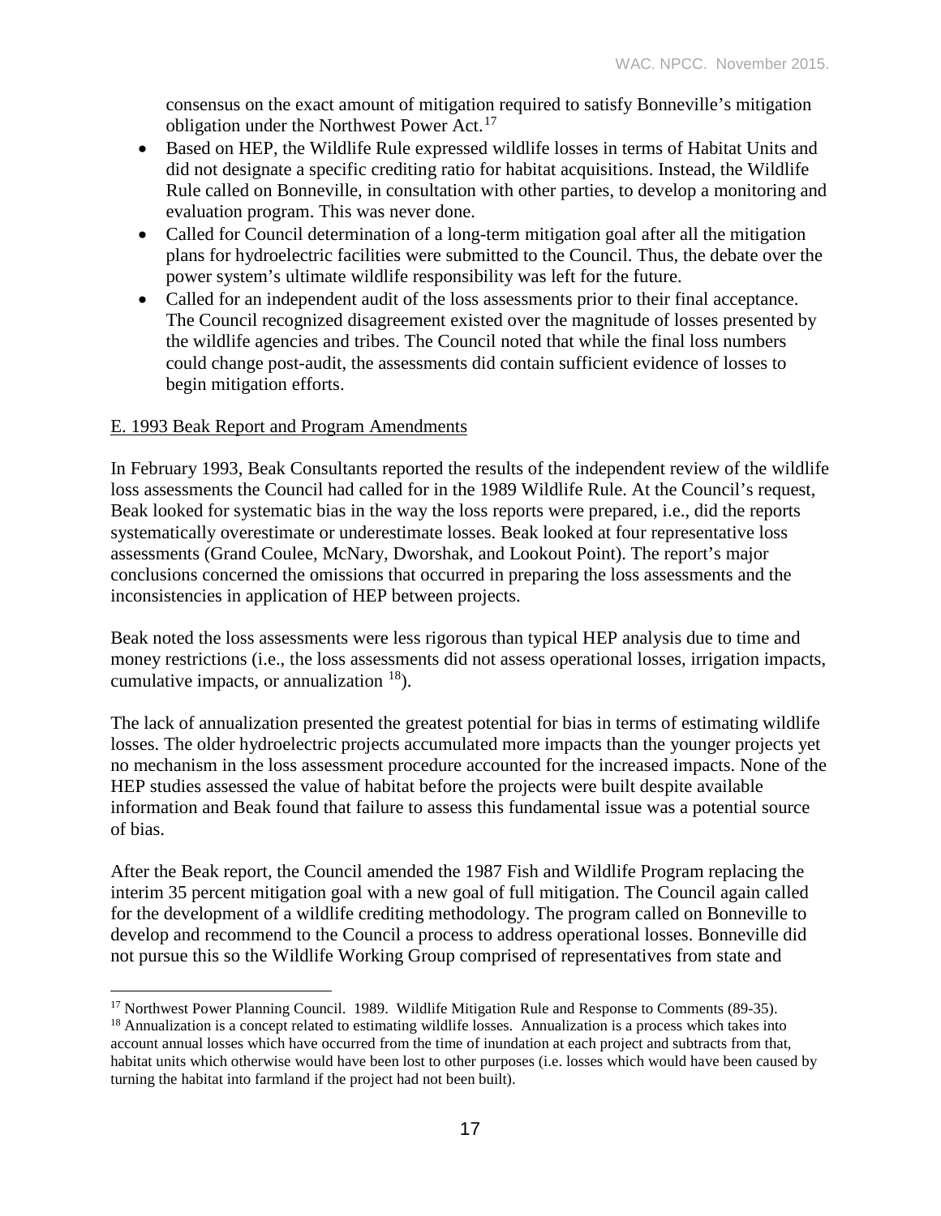consensus on the exact amount of mitigation required to satisfy Bonneville's mitigation obligation under the Northwest Power Act.[17]

- Based on HEP, the Wildlife Rule expressed wildlife losses in terms of Habitat Units and did not designate a specific crediting ratio for habitat acquisitions. Instead, the Wildlife Rule called on Bonneville, in consultation with other parties, to develop a monitoring and evaluation program. This was never done.
- Called for Council determination of a long-term mitigation goal after all the mitigation plans for hydroelectric facilities were submitted to the Council. Thus, the debate over the power system's ultimate wildlife responsibility was left for the future.
- Called for an independent audit of the loss assessments prior to their final acceptance. The Council recognized disagreement existed over the magnitude of losses presented by the wildlife agencies and tribes. The Council noted that while the final loss numbers could change post-audit, the assessments did contain sufficient evidence of losses to begin mitigation efforts.

E. 1993 Beak Report and Program Amendments

In February 1993, Beak Consultants reported the results of the independent review of the wildlife loss assessments the Council had called for in the 1989 Wildlife Rule. At the Council's request, Beak looked for systematic bias in the way the loss reports were prepared, i.e., did the reports systematically overestimate or underestimate losses. Beak looked at four representative loss assessments (Grand Coulee, McNary, Dworshak, and Lookout Point). The report's major conclusions concerned the omissions that occurred in preparing the loss assessments and the inconsistencies in application of HEP between projects.

Beak noted the loss assessments were less rigorous than typical HEP analysis due to time and money restrictions (i.e., the loss assessments did not assess operational losses, irrigation impacts, cumulative impacts, or annualization [18]).

The lack of annualization presented the greatest potential for bias in terms of estimating wildlife losses. The older hydroelectric projects accumulated more impacts than the younger projects yet no mechanism in the loss assessment procedure accounted for the increased impacts. None of the HEP studies assessed the value of habitat before the projects were built despite available information and Beak found that failure to assess this fundamental issue was a potential source of bias.

After the Beak report, the Council amended the 1987 Fish and Wildlife Program replacing the interim 35 percent mitigation goal with a new goal of full mitigation. The Council again called for the development of a wildlife crediting methodology. The program called on Bonneville to develop and recommend to the Council a process to address operational losses. Bonneville did not pursue this so the Wildlife Working Group comprised of representatives from state and

[17] Northwest Power Planning Council. 1989. Wildlife Mitigation Rule and Response to Comments (89-35).

[18] Annualization is a concept related to estimating wildlife losses. Annualization is a process which takes into account annual losses which have occurred from the time of inundation at each project and subtracts from that, habitat units which otherwise would have been lost to other purposes (i.e. losses which would have been caused by turning the habitat into farmland if the project had not been built).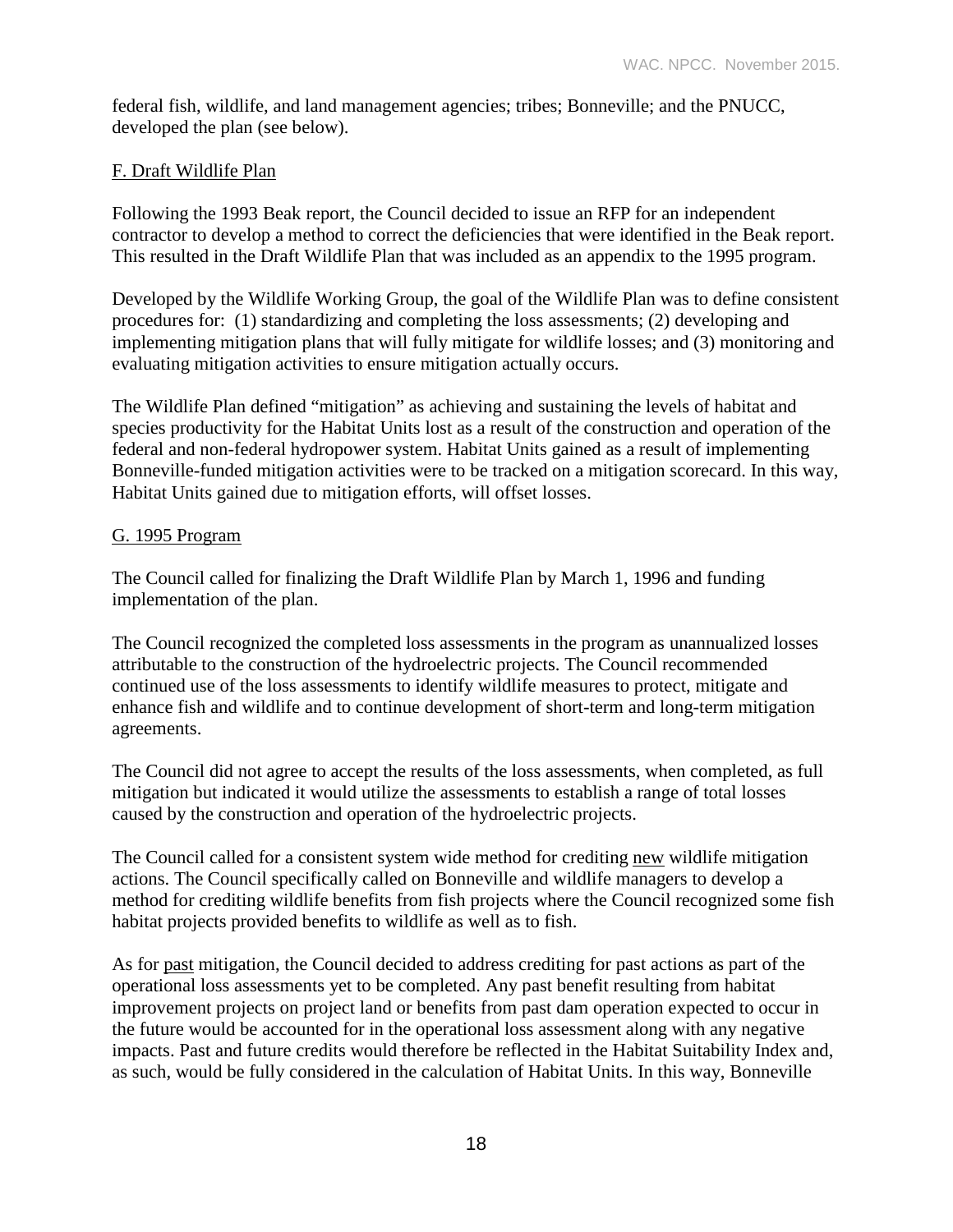federal fish, wildlife, and land management agencies; tribes; Bonneville; and the PNUCC, developed the plan (see below).

## F. Draft Wildlife Plan

Following the 1993 Beak report, the Council decided to issue an RFP for an independent contractor to develop a method to correct the deficiencies that were identified in the Beak report. This resulted in the Draft Wildlife Plan that was included as an appendix to the 1995 program.

Developed by the Wildlife Working Group, the goal of the Wildlife Plan was to define consistent procedures for: (1) standardizing and completing the loss assessments; (2) developing and implementing mitigation plans that will fully mitigate for wildlife losses; and (3) monitoring and evaluating mitigation activities to ensure mitigation actually occurs.

The Wildlife Plan defined "mitigation" as achieving and sustaining the levels of habitat and species productivity for the Habitat Units lost as a result of the construction and operation of the federal and non-federal hydropower system. Habitat Units gained as a result of implementing Bonneville-funded mitigation activities were to be tracked on a mitigation scorecard. In this way, Habitat Units gained due to mitigation efforts, will offset losses.

## G. 1995 Program

The Council called for finalizing the Draft Wildlife Plan by March 1, 1996 and funding implementation of the plan.

The Council recognized the completed loss assessments in the program as unannualized losses attributable to the construction of the hydroelectric projects. The Council recommended continued use of the loss assessments to identify wildlife measures to protect, mitigate and enhance fish and wildlife and to continue development of short-term and long-term mitigation agreements.

The Council did not agree to accept the results of the loss assessments, when completed, as full mitigation but indicated it would utilize the assessments to establish a range of total losses caused by the construction and operation of the hydroelectric projects.

The Council called for a consistent system wide method for crediting new wildlife mitigation actions. The Council specifically called on Bonneville and wildlife managers to develop a method for crediting wildlife benefits from fish projects where the Council recognized some fish habitat projects provided benefits to wildlife as well as to fish.

As for past mitigation, the Council decided to address crediting for past actions as part of the operational loss assessments yet to be completed. Any past benefit resulting from habitat improvement projects on project land or benefits from past dam operation expected to occur in the future would be accounted for in the operational loss assessment along with any negative impacts. Past and future credits would therefore be reflected in the Habitat Suitability Index and, as such, would be fully considered in the calculation of Habitat Units. In this way, Bonneville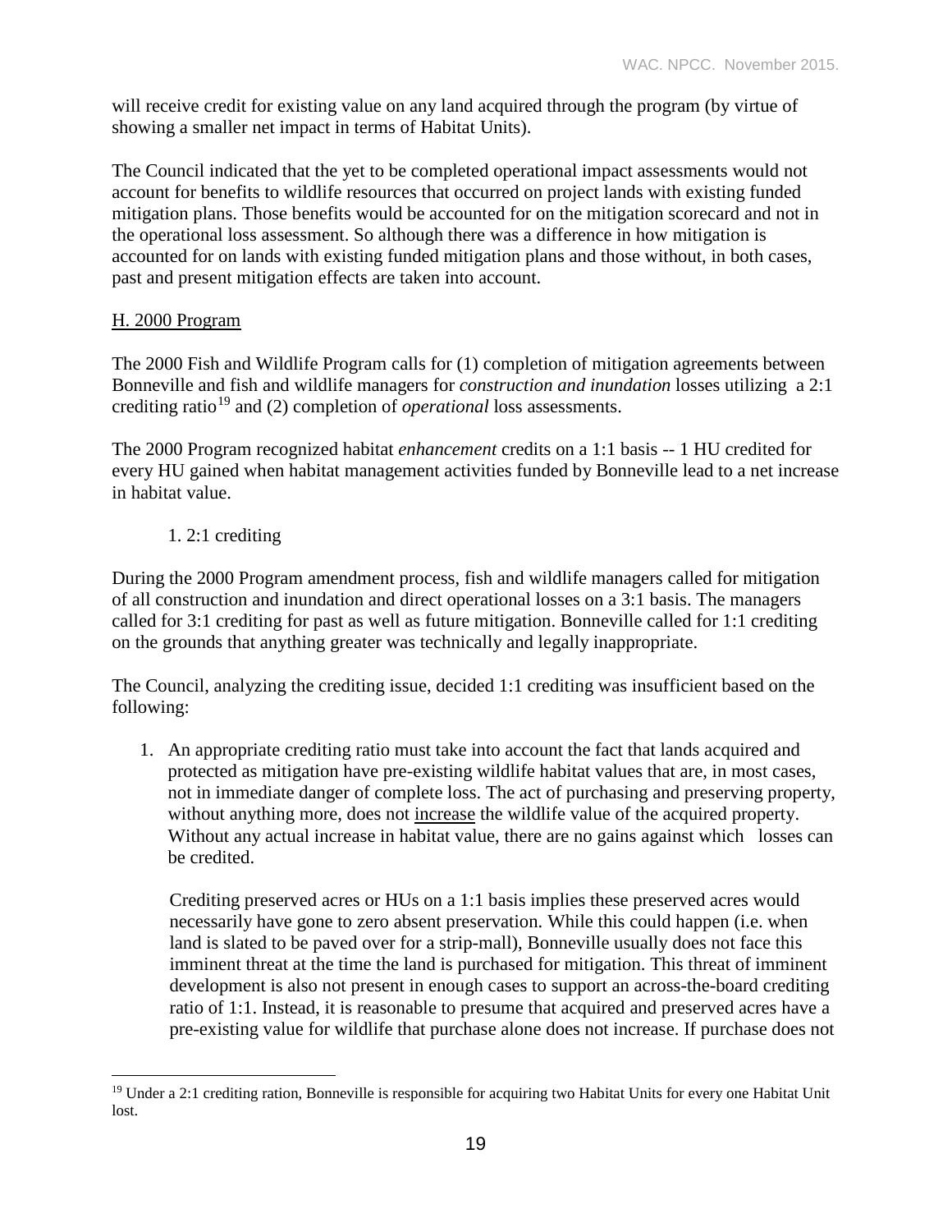will receive credit for existing value on any land acquired through the program (by virtue of showing a smaller net impact in terms of Habitat Units).

The Council indicated that the yet to be completed operational impact assessments would not account for benefits to wildlife resources that occurred on project lands with existing funded mitigation plans. Those benefits would be accounted for on the mitigation scorecard and not in the operational loss assessment. So although there was a difference in how mitigation is accounted for on lands with existing funded mitigation plans and those without, in both cases, past and present mitigation effects are taken into account.

## H. 2000 Program

The 2000 Fish and Wildlife Program calls for (1) completion of mitigation agreements between Bonneville and fish and wildlife managers for *construction and inundation* losses utilizing a 2:1 crediting ratio[19] and (2) completion of *operational* loss assessments.

The 2000 Program recognized habitat *enhancement* credits on a 1:1 basis -- 1 HU credited for every HU gained when habitat management activities funded by Bonneville lead to a net increase in habitat value.

### 1. 2:1 crediting

During the 2000 Program amendment process, fish and wildlife managers called for mitigation of all construction and inundation and direct operational losses on a 3:1 basis. The managers called for 3:1 crediting for past as well as future mitigation. Bonneville called for 1:1 crediting on the grounds that anything greater was technically and legally inappropriate.

The Council, analyzing the crediting issue, decided 1:1 crediting was insufficient based on the following:

1. An appropriate crediting ratio must take into account the fact that lands acquired and protected as mitigation have pre-existing wildlife habitat values that are, in most cases, not in immediate danger of complete loss. The act of purchasing and preserving property, without anything more, does not increase the wildlife value of the acquired property. Without any actual increase in habitat value, there are no gains against which losses can be credited.

   Crediting preserved acres or HUs on a 1:1 basis implies these preserved acres would necessarily have gone to zero absent preservation. While this could happen (i.e. when land is slated to be paved over for a strip-mall), Bonneville usually does not face this imminent threat at the time the land is purchased for mitigation. This threat of imminent development is also not present in enough cases to support an across-the-board crediting ratio of 1:1. Instead, it is reasonable to presume that acquired and preserved acres have a pre-existing value for wildlife that purchase alone does not increase. If purchase does not

[19] Under a 2:1 crediting ration, Bonneville is responsible for acquiring two Habitat Units for every one Habitat Unit lost.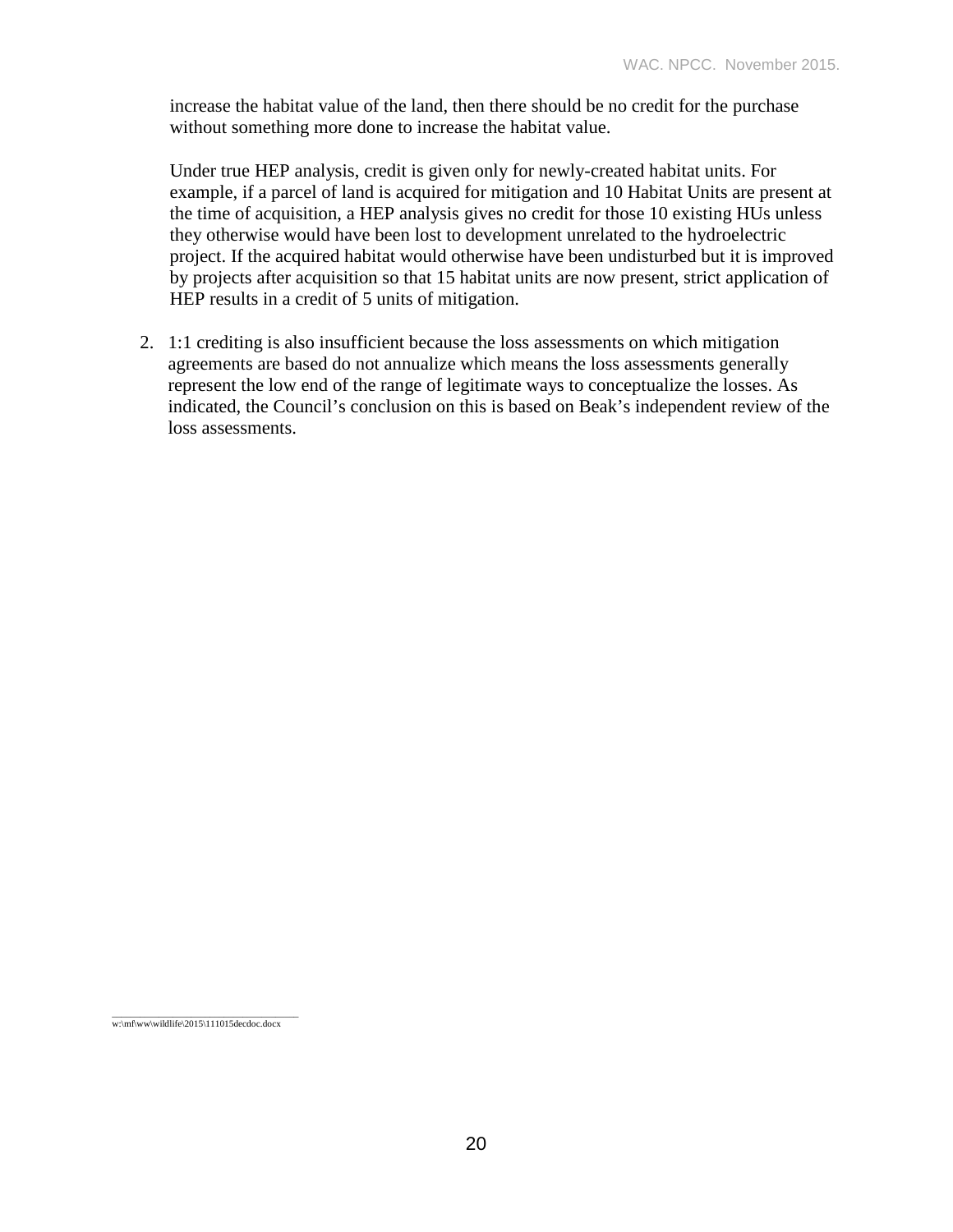increase the habitat value of the land, then there should be no credit for the purchase without something more done to increase the habitat value.

Under true HEP analysis, credit is given only for newly-created habitat units. For example, if a parcel of land is acquired for mitigation and 10 Habitat Units are present at the time of acquisition, a HEP analysis gives no credit for those 10 existing HUs unless they otherwise would have been lost to development unrelated to the hydroelectric project. If the acquired habitat would otherwise have been undisturbed but it is improved by projects after acquisition so that 15 habitat units are now present, strict application of HEP results in a credit of 5 units of mitigation.

2. 1:1 crediting is also insufficient because the loss assessments on which mitigation agreements are based do not annualize which means the loss assessments generally represent the low end of the range of legitimate ways to conceptualize the losses. As indicated, the Council's conclusion on this is based on Beak's independent review of the loss assessments.

w:\mf\ww\wildlife\2015\111015decdoc.docx